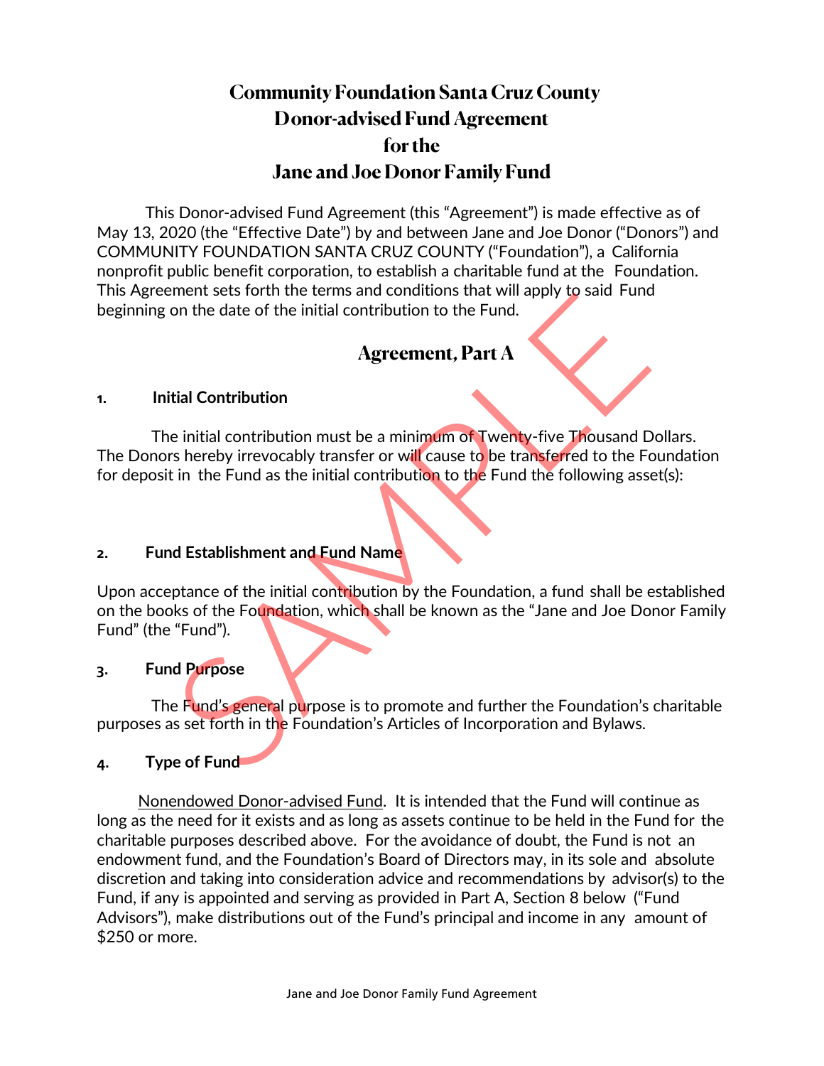# Community Foundation Santa Cruz County
# Donor-advised Fund Agreement
# for the
# Jane and Joe Donor Family Fund

This Donor-advised Fund Agreement (this "Agreement") is made effective as of May 13, 2020 (the "Effective Date") by and between Jane and Joe Donor ("Donors") and COMMUNITY FOUNDATION SANTA CRUZ COUNTY ("Foundation"), a California nonprofit public benefit corporation, to establish a charitable fund at the Foundation. This Agreement sets forth the terms and conditions that will apply to said Fund beginning on the date of the initial contribution to the Fund.

## Agreement, Part A

**1. Initial Contribution**

The initial contribution must be a minimum of Twenty-five Thousand Dollars. The Donors hereby irrevocably transfer or will cause to be transferred to the Foundation for deposit in the Fund as the initial contribution to the Fund the following asset(s):

**2. Fund Establishment and Fund Name**

Upon acceptance of the initial contribution by the Foundation, a fund shall be established on the books of the Foundation, which shall be known as the "Jane and Joe Donor Family Fund" (the "Fund").

**3. Fund Purpose**

The Fund's general purpose is to promote and further the Foundation's charitable purposes as set forth in the Foundation's Articles of Incorporation and Bylaws.

**4. Type of Fund**

Nonendowed Donor-advised Fund. It is intended that the Fund will continue as long as the need for it exists and as long as assets continue to be held in the Fund for the charitable purposes described above. For the avoidance of doubt, the Fund is not an endowment fund, and the Foundation's Board of Directors may, in its sole and absolute discretion and taking into consideration advice and recommendations by advisor(s) to the Fund, if any is appointed and serving as provided in Part A, Section 8 below ("Fund Advisors"), make distributions out of the Fund's principal and income in any amount of $250 or more.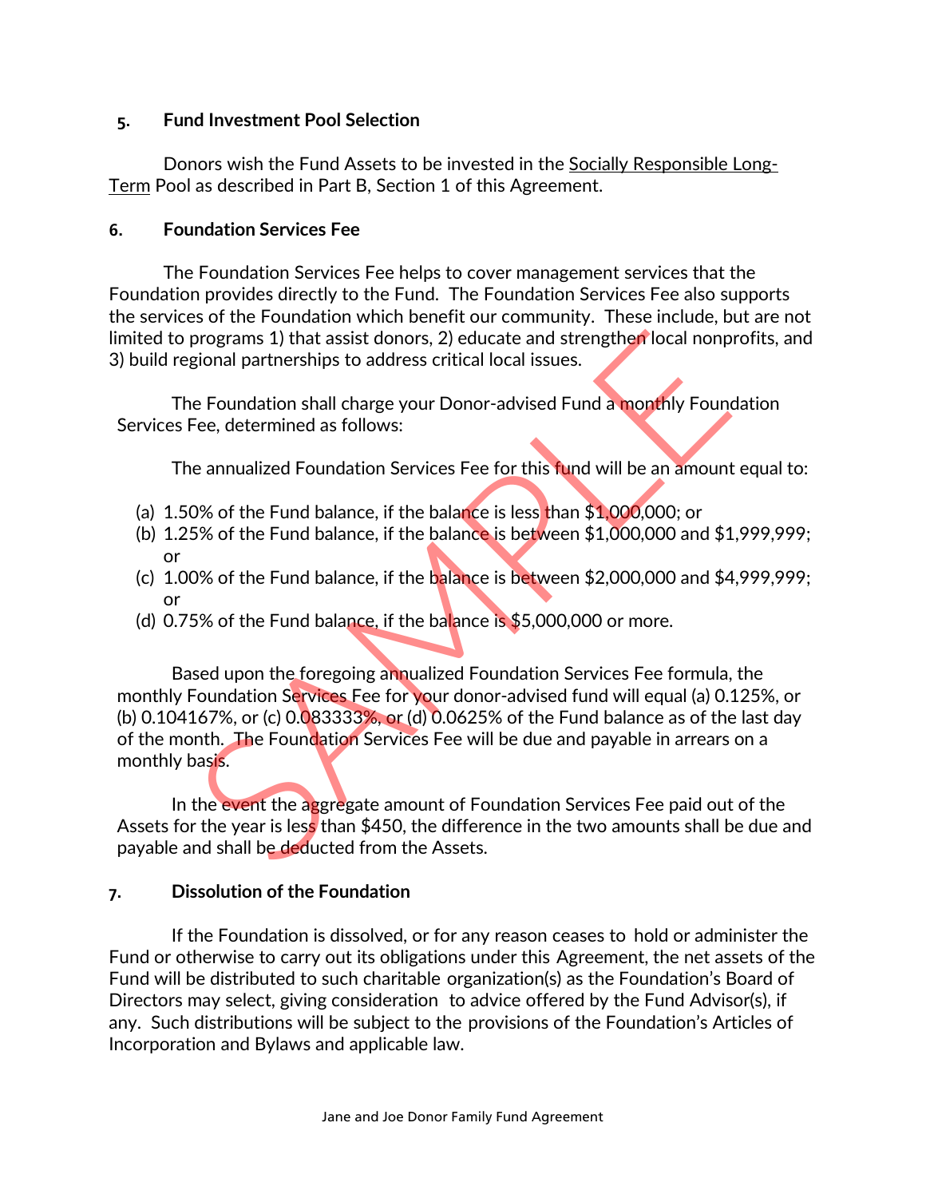## 5. Fund Investment Pool Selection

Donors wish the Fund Assets to be invested in the Socially Responsible Long-Term Pool as described in Part B, Section 1 of this Agreement.

## 6. Foundation Services Fee

The Foundation Services Fee helps to cover management services that the Foundation provides directly to the Fund. The Foundation Services Fee also supports the services of the Foundation which benefit our community. These include, but are not limited to programs 1) that assist donors, 2) educate and strengthen local nonprofits, and 3) build regional partnerships to address critical local issues.

The Foundation shall charge your Donor-advised Fund a monthly Foundation Services Fee, determined as follows:

The annualized Foundation Services Fee for this fund will be an amount equal to:

(a) 1.50% of the Fund balance, if the balance is less than $1,000,000; or
(b) 1.25% of the Fund balance, if the balance is between $1,000,000 and $1,999,999; or
(c) 1.00% of the Fund balance, if the balance is between $2,000,000 and $4,999,999; or
(d) 0.75% of the Fund balance, if the balance is $5,000,000 or more.

Based upon the foregoing annualized Foundation Services Fee formula, the monthly Foundation Services Fee for your donor-advised fund will equal (a) 0.125%, or (b) 0.104167%, or (c) 0.083333%, or (d) 0.0625% of the Fund balance as of the last day of the month. The Foundation Services Fee will be due and payable in arrears on a monthly basis.

In the event the aggregate amount of Foundation Services Fee paid out of the Assets for the year is less than $450, the difference in the two amounts shall be due and payable and shall be deducted from the Assets.

## 7. Dissolution of the Foundation

If the Foundation is dissolved, or for any reason ceases to hold or administer the Fund or otherwise to carry out its obligations under this Agreement, the net assets of the Fund will be distributed to such charitable organization(s) as the Foundation's Board of Directors may select, giving consideration to advice offered by the Fund Advisor(s), if any. Such distributions will be subject to the provisions of the Foundation's Articles of Incorporation and Bylaws and applicable law.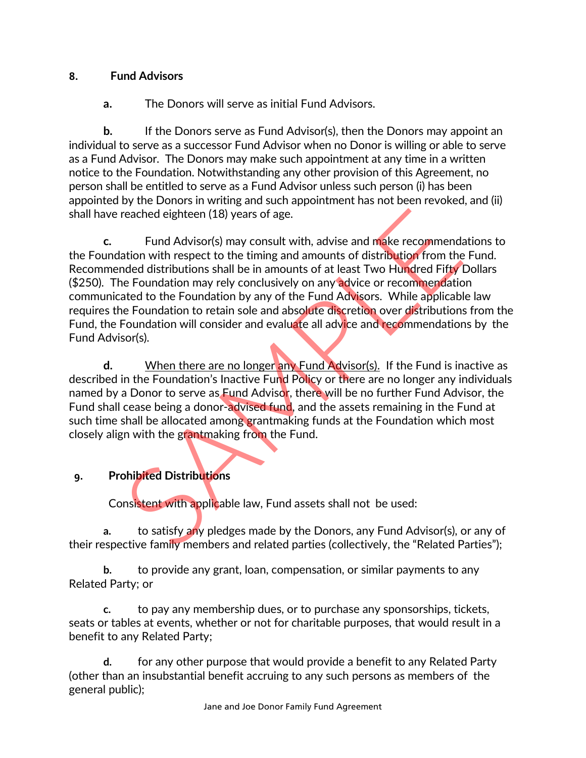## 8. Fund Advisors

**a.** The Donors will serve as initial Fund Advisors.

**b.** If the Donors serve as Fund Advisor(s), then the Donors may appoint an individual to serve as a successor Fund Advisor when no Donor is willing or able to serve as a Fund Advisor. The Donors may make such appointment at any time in a written notice to the Foundation. Notwithstanding any other provision of this Agreement, no person shall be entitled to serve as a Fund Advisor unless such person (i) has been appointed by the Donors in writing and such appointment has not been revoked, and (ii) shall have reached eighteen (18) years of age.

**c.** Fund Advisor(s) may consult with, advise and make recommendations to the Foundation with respect to the timing and amounts of distribution from the Fund. Recommended distributions shall be in amounts of at least Two Hundred Fifty Dollars ($250). The Foundation may rely conclusively on any advice or recommendation communicated to the Foundation by any of the Fund Advisors. While applicable law requires the Foundation to retain sole and absolute discretion over distributions from the Fund, the Foundation will consider and evaluate all advice and recommendations by the Fund Advisor(s).

**d.** <u>When there are no longer any Fund Advisor(s).</u> If the Fund is inactive as described in the Foundation's Inactive Fund Policy or there are no longer any individuals named by a Donor to serve as Fund Advisor, there will be no further Fund Advisor, the Fund shall cease being a donor-advised fund, and the assets remaining in the Fund at such time shall be allocated among grantmaking funds at the Foundation which most closely align with the grantmaking from the Fund.

## 9. Prohibited Distributions

Consistent with applicable law, Fund assets shall not be used:

**a.** to satisfy any pledges made by the Donors, any Fund Advisor(s), or any of their respective family members and related parties (collectively, the "Related Parties");

**b.** to provide any grant, loan, compensation, or similar payments to any Related Party; or

**c.** to pay any membership dues, or to purchase any sponsorships, tickets, seats or tables at events, whether or not for charitable purposes, that would result in a benefit to any Related Party;

**d.** for any other purpose that would provide a benefit to any Related Party (other than an insubstantial benefit accruing to any such persons as members of the general public);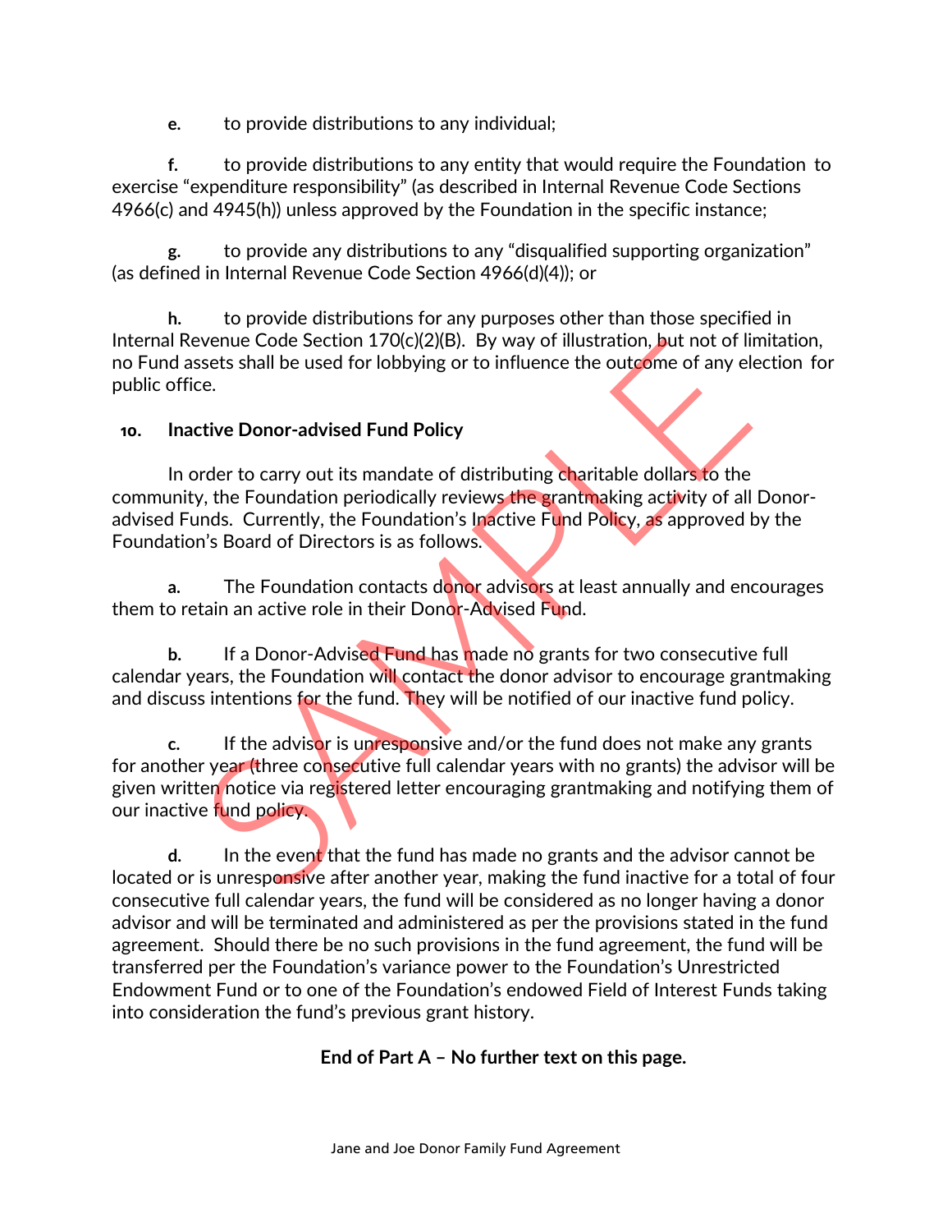**e.** to provide distributions to any individual;

**f.** to provide distributions to any entity that would require the Foundation to exercise "expenditure responsibility" (as described in Internal Revenue Code Sections 4966(c) and 4945(h)) unless approved by the Foundation in the specific instance;

**g.** to provide any distributions to any "disqualified supporting organization" (as defined in Internal Revenue Code Section 4966(d)(4)); or

**h.** to provide distributions for any purposes other than those specified in Internal Revenue Code Section 170(c)(2)(B). By way of illustration, but not of limitation, no Fund assets shall be used for lobbying or to influence the outcome of any election for public office.

**10. Inactive Donor-advised Fund Policy**

In order to carry out its mandate of distributing charitable dollars to the community, the Foundation periodically reviews the grantmaking activity of all Donor-advised Funds. Currently, the Foundation's Inactive Fund Policy, as approved by the Foundation's Board of Directors is as follows.

**a.** The Foundation contacts donor advisors at least annually and encourages them to retain an active role in their Donor-Advised Fund.

**b.** If a Donor-Advised Fund has made no grants for two consecutive full calendar years, the Foundation will contact the donor advisor to encourage grantmaking and discuss intentions for the fund. They will be notified of our inactive fund policy.

**c.** If the advisor is unresponsive and/or the fund does not make any grants for another year (three consecutive full calendar years with no grants) the advisor will be given written notice via registered letter encouraging grantmaking and notifying them of our inactive fund policy.

**d.** In the event that the fund has made no grants and the advisor cannot be located or is unresponsive after another year, making the fund inactive for a total of four consecutive full calendar years, the fund will be considered as no longer having a donor advisor and will be terminated and administered as per the provisions stated in the fund agreement. Should there be no such provisions in the fund agreement, the fund will be transferred per the Foundation's variance power to the Foundation's Unrestricted Endowment Fund or to one of the Foundation's endowed Field of Interest Funds taking into consideration the fund's previous grant history.

**End of Part A – No further text on this page.**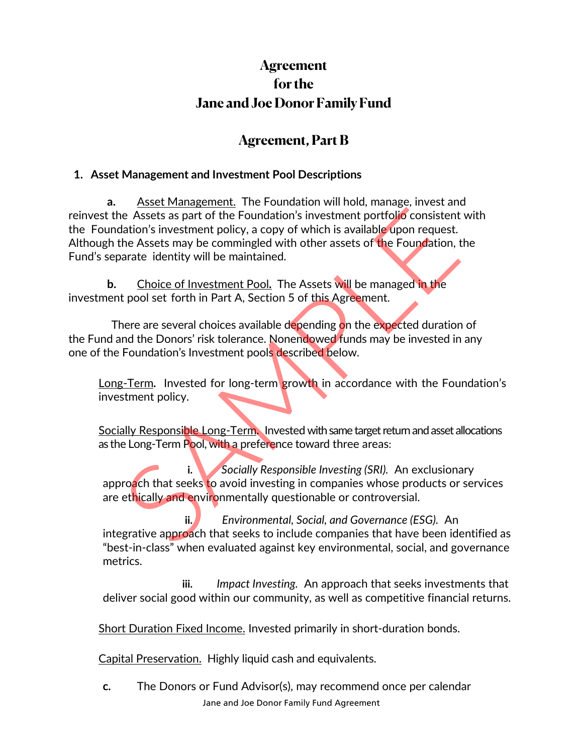# Agreement for the Jane and Joe Donor Family Fund

## Agreement, Part B

**1. Asset Management and Investment Pool Descriptions**

**a.** Asset Management. The Foundation will hold, manage, invest and reinvest the Assets as part of the Foundation's investment portfolio consistent with the Foundation's investment policy, a copy of which is available upon request. Although the Assets may be commingled with other assets of the Foundation, the Fund's separate identity will be maintained.

**b.** Choice of Investment Pool. The Assets will be managed in the investment pool set forth in Part A, Section 5 of this Agreement.

There are several choices available depending on the expected duration of the Fund and the Donors' risk tolerance. Nonendowed funds may be invested in any one of the Foundation's Investment pools described below.

Long-Term**.** Invested for long-term growth in accordance with the Foundation's investment policy.

Socially Responsible Long-Term. Invested with same target return and asset allocations as the Long-Term Pool, with a preference toward three areas:

**i.** *Socially Responsible Investing (SRI).* An exclusionary approach that seeks to avoid investing in companies whose products or services are ethically and environmentally questionable or controversial.

**ii.** *Environmental, Social, and Governance (ESG).* An integrative approach that seeks to include companies that have been identified as "best-in-class" when evaluated against key environmental, social, and governance metrics.

**iii.** *Impact Investing.* An approach that seeks investments that deliver social good within our community, as well as competitive financial returns.

Short Duration Fixed Income. Invested primarily in short-duration bonds.

Capital Preservation. Highly liquid cash and equivalents.

**c.** The Donors or Fund Advisor(s), may recommend once per calendar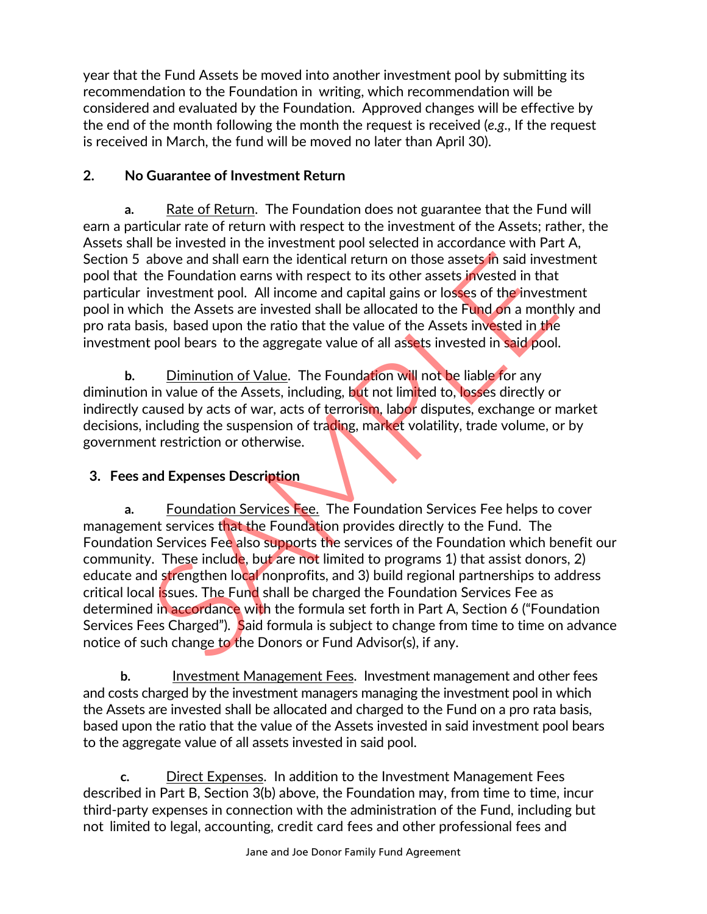year that the Fund Assets be moved into another investment pool by submitting its recommendation to the Foundation in writing, which recommendation will be considered and evaluated by the Foundation. Approved changes will be effective by the end of the month following the month the request is received (*e.g.*, If the request is received in March, the fund will be moved no later than April 30).

**2. No Guarantee of Investment Return**

**a.** Rate of Return. The Foundation does not guarantee that the Fund will earn a particular rate of return with respect to the investment of the Assets; rather, the Assets shall be invested in the investment pool selected in accordance with Part A, Section 5 above and shall earn the identical return on those assets in said investment pool that the Foundation earns with respect to its other assets invested in that particular investment pool. All income and capital gains or losses of the investment pool in which the Assets are invested shall be allocated to the Fund on a monthly and pro rata basis, based upon the ratio that the value of the Assets invested in the investment pool bears to the aggregate value of all assets invested in said pool.

**b.** Diminution of Value. The Foundation will not be liable for any diminution in value of the Assets, including, but not limited to, losses directly or indirectly caused by acts of war, acts of terrorism, labor disputes, exchange or market decisions, including the suspension of trading, market volatility, trade volume, or by government restriction or otherwise.

**3. Fees and Expenses Description**

**a.** Foundation Services Fee. The Foundation Services Fee helps to cover management services that the Foundation provides directly to the Fund. The Foundation Services Fee also supports the services of the Foundation which benefit our community. These include, but are not limited to programs 1) that assist donors, 2) educate and strengthen local nonprofits, and 3) build regional partnerships to address critical local issues. The Fund shall be charged the Foundation Services Fee as determined in accordance with the formula set forth in Part A, Section 6 ("Foundation Services Fees Charged"). Said formula is subject to change from time to time on advance notice of such change to the Donors or Fund Advisor(s), if any.

**b.** Investment Management Fees. Investment management and other fees and costs charged by the investment managers managing the investment pool in which the Assets are invested shall be allocated and charged to the Fund on a pro rata basis, based upon the ratio that the value of the Assets invested in said investment pool bears to the aggregate value of all assets invested in said pool.

**c.** Direct Expenses. In addition to the Investment Management Fees described in Part B, Section 3(b) above, the Foundation may, from time to time, incur third-party expenses in connection with the administration of the Fund, including but not limited to legal, accounting, credit card fees and other professional fees and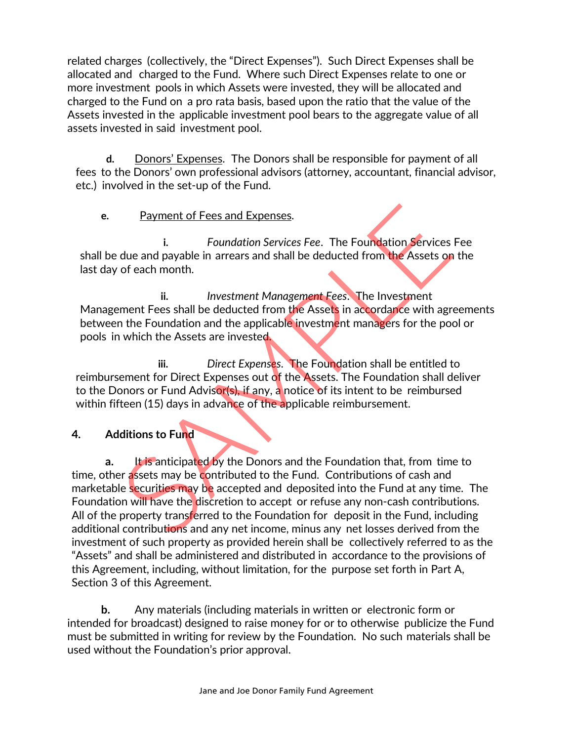related charges (collectively, the "Direct Expenses"). Such Direct Expenses shall be allocated and charged to the Fund. Where such Direct Expenses relate to one or more investment pools in which Assets were invested, they will be allocated and charged to the Fund on a pro rata basis, based upon the ratio that the value of the Assets invested in the applicable investment pool bears to the aggregate value of all assets invested in said investment pool.

**d.** Donors' Expenses. The Donors shall be responsible for payment of all fees to the Donors' own professional advisors (attorney, accountant, financial advisor, etc.) involved in the set-up of the Fund.

**e.** Payment of Fees and Expenses.

**i.** *Foundation Services Fee*. The Foundation Services Fee shall be due and payable in arrears and shall be deducted from the Assets on the last day of each month.

**ii.** *Investment Management Fees*. The Investment Management Fees shall be deducted from the Assets in accordance with agreements between the Foundation and the applicable investment managers for the pool or pools in which the Assets are invested.

**iii.** *Direct Expenses*. The Foundation shall be entitled to reimbursement for Direct Expenses out of the Assets. The Foundation shall deliver to the Donors or Fund Advisor(s), if any, a notice of its intent to be reimbursed within fifteen (15) days in advance of the applicable reimbursement.

**4. Additions to Fund**

**a.** It is anticipated by the Donors and the Foundation that, from time to time, other assets may be contributed to the Fund. Contributions of cash and marketable securities may be accepted and deposited into the Fund at any time. The Foundation will have the discretion to accept or refuse any non-cash contributions. All of the property transferred to the Foundation for deposit in the Fund, including additional contributions and any net income, minus any net losses derived from the investment of such property as provided herein shall be collectively referred to as the "Assets" and shall be administered and distributed in accordance to the provisions of this Agreement, including, without limitation, for the purpose set forth in Part A, Section 3 of this Agreement.

**b.** Any materials (including materials in written or electronic form or intended for broadcast) designed to raise money for or to otherwise publicize the Fund must be submitted in writing for review by the Foundation. No such materials shall be used without the Foundation's prior approval.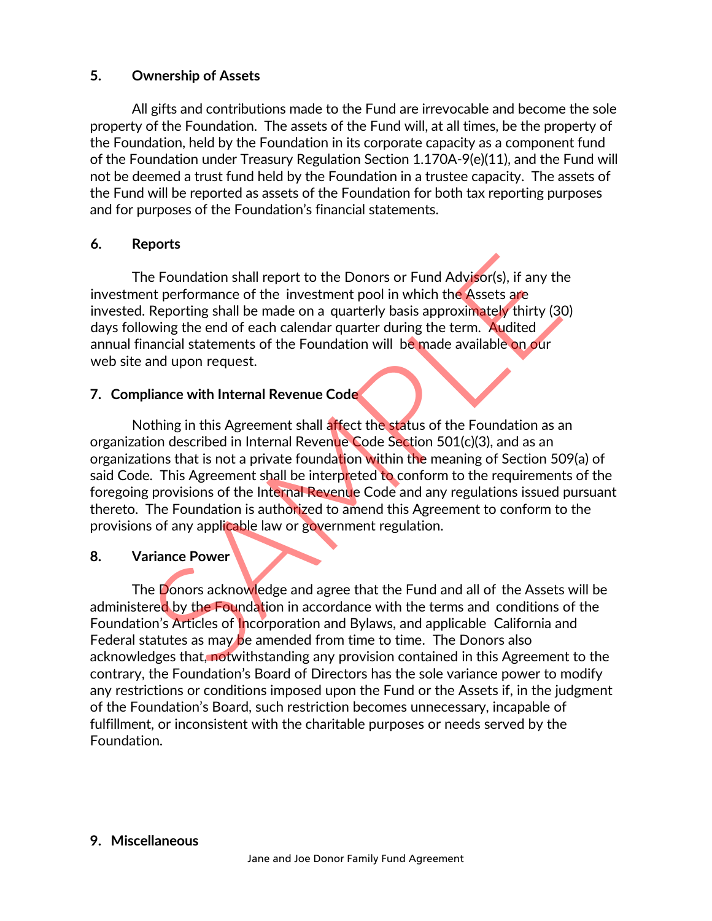## 5. Ownership of Assets

All gifts and contributions made to the Fund are irrevocable and become the sole property of the Foundation. The assets of the Fund will, at all times, be the property of the Foundation, held by the Foundation in its corporate capacity as a component fund of the Foundation under Treasury Regulation Section 1.170A-9(e)(11), and the Fund will not be deemed a trust fund held by the Foundation in a trustee capacity. The assets of the Fund will be reported as assets of the Foundation for both tax reporting purposes and for purposes of the Foundation's financial statements.

## 6. Reports

The Foundation shall report to the Donors or Fund Advisor(s), if any the investment performance of the investment pool in which the Assets are invested. Reporting shall be made on a quarterly basis approximately thirty (30) days following the end of each calendar quarter during the term. Audited annual financial statements of the Foundation will be made available on our web site and upon request.

## 7. Compliance with Internal Revenue Code

Nothing in this Agreement shall affect the status of the Foundation as an organization described in Internal Revenue Code Section 501(c)(3), and as an organizations that is not a private foundation within the meaning of Section 509(a) of said Code. This Agreement shall be interpreted to conform to the requirements of the foregoing provisions of the Internal Revenue Code and any regulations issued pursuant thereto. The Foundation is authorized to amend this Agreement to conform to the provisions of any applicable law or government regulation.

## 8. Variance Power

The Donors acknowledge and agree that the Fund and all of the Assets will be administered by the Foundation in accordance with the terms and conditions of the Foundation's Articles of Incorporation and Bylaws, and applicable California and Federal statutes as may be amended from time to time. The Donors also acknowledges that, notwithstanding any provision contained in this Agreement to the contrary, the Foundation's Board of Directors has the sole variance power to modify any restrictions or conditions imposed upon the Fund or the Assets if, in the judgment of the Foundation's Board, such restriction becomes unnecessary, incapable of fulfillment, or inconsistent with the charitable purposes or needs served by the Foundation.

## 9. Miscellaneous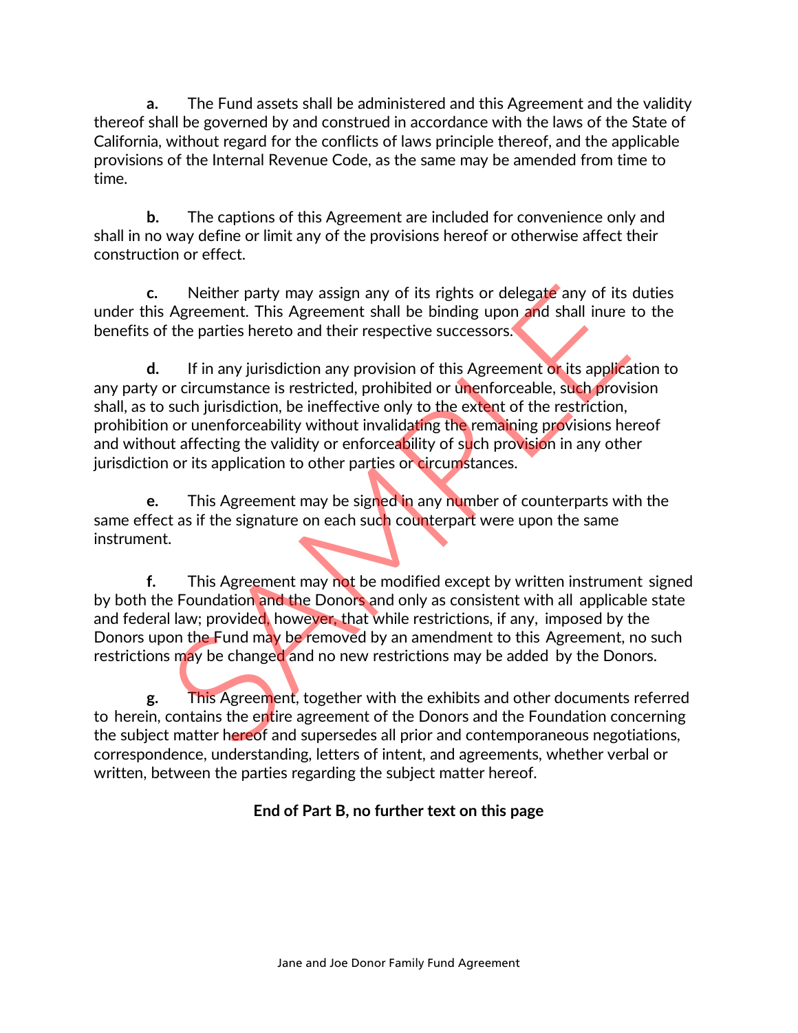**a.** The Fund assets shall be administered and this Agreement and the validity thereof shall be governed by and construed in accordance with the laws of the State of California, without regard for the conflicts of laws principle thereof, and the applicable provisions of the Internal Revenue Code, as the same may be amended from time to time.

**b.** The captions of this Agreement are included for convenience only and shall in no way define or limit any of the provisions hereof or otherwise affect their construction or effect.

**c.** Neither party may assign any of its rights or delegate any of its duties under this Agreement. This Agreement shall be binding upon and shall inure to the benefits of the parties hereto and their respective successors.

**d.** If in any jurisdiction any provision of this Agreement or its application to any party or circumstance is restricted, prohibited or unenforceable, such provision shall, as to such jurisdiction, be ineffective only to the extent of the restriction, prohibition or unenforceability without invalidating the remaining provisions hereof and without affecting the validity or enforceability of such provision in any other jurisdiction or its application to other parties or circumstances.

**e.** This Agreement may be signed in any number of counterparts with the same effect as if the signature on each such counterpart were upon the same instrument.

**f.** This Agreement may not be modified except by written instrument signed by both the Foundation and the Donors and only as consistent with all applicable state and federal law; provided, however, that while restrictions, if any, imposed by the Donors upon the Fund may be removed by an amendment to this Agreement, no such restrictions may be changed and no new restrictions may be added by the Donors.

**g.** This Agreement, together with the exhibits and other documents referred to herein, contains the entire agreement of the Donors and the Foundation concerning the subject matter hereof and supersedes all prior and contemporaneous negotiations, correspondence, understanding, letters of intent, and agreements, whether verbal or written, between the parties regarding the subject matter hereof.

**End of Part B, no further text on this page**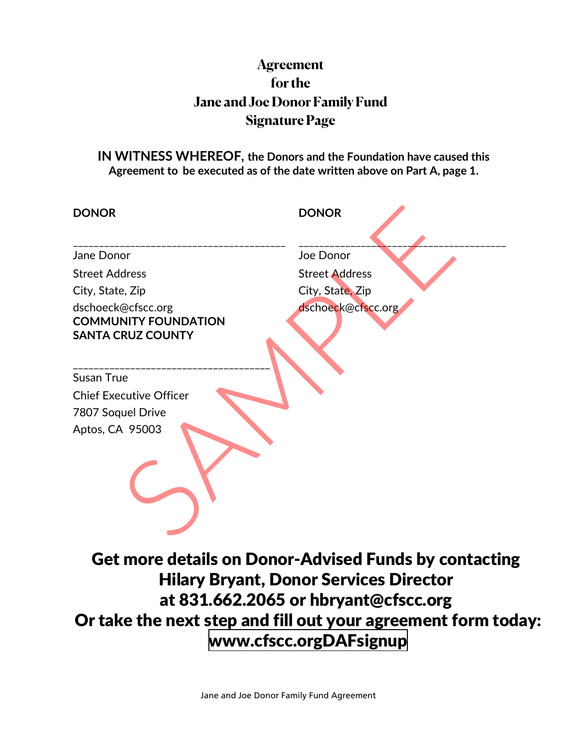# Agreement for the Jane and Joe Donor Family Fund Signature Page

**IN WITNESS WHEREOF, the Donors and the Foundation have caused this Agreement to be executed as of the date written above on Part A, page 1.**

**DONOR**

\_\_\_\_\_\_\_\_\_\_\_\_\_\_\_\_\_\_\_\_\_\_\_\_\_\_\_\_\_\_\_\_\_\_\_\_\_\_\_\_

Jane Donor

Street Address

City, State, Zip

dschoeck@cfscc.org

**DONOR**

\_\_\_\_\_\_\_\_\_\_\_\_\_\_\_\_\_\_\_\_\_\_\_\_\_\_\_\_\_\_\_\_\_\_\_\_\_\_\_\_

Joe Donor

Street Address

City, State, Zip

dschoeck@cfscc.org

**COMMUNITY FOUNDATION SANTA CRUZ COUNTY**

\_\_\_\_\_\_\_\_\_\_\_\_\_\_\_\_\_\_\_\_\_\_\_\_\_\_\_\_\_\_\_\_\_\_\_\_\_\_\_\_

Susan True

Chief Executive Officer

7807 Soquel Drive

Aptos, CA 95003

SAMPLE

**Get more details on Donor-Advised Funds by contacting Hilary Bryant, Donor Services Director at 831.662.2065 or hbryant@cfscc.org**

**Or take the next step and fill out your agreement form today: www.cfscc.orgDAFsignup**